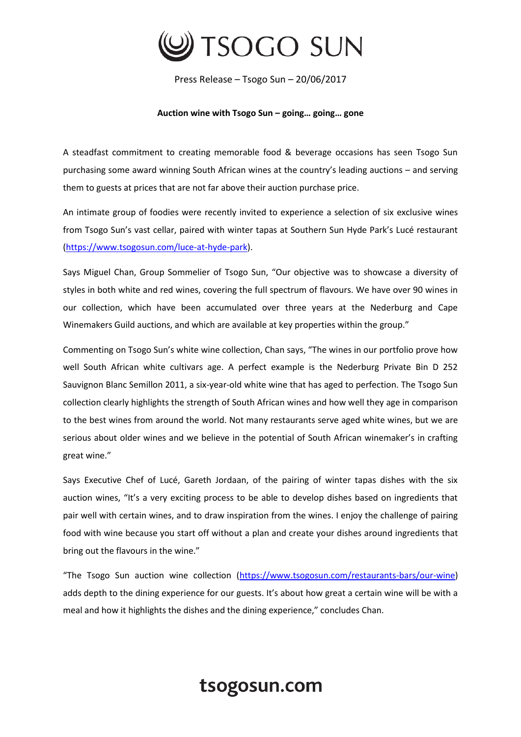# TSOGO SUN

Press Release – Tsogo Sun – 20/06/2017

**Auction wine with Tsogo Sun – going… going… gone**

A steadfast commitment to creating memorable food & beverage occasions has seen Tsogo Sun purchasing some award winning South African wines at the country's leading auctions – and serving them to guests at prices that are not far above their auction purchase price.

An intimate group of foodies were recently invited to experience a selection of six exclusive wines from Tsogo Sun's vast cellar, paired with winter tapas at Southern Sun Hyde Park's Lucé restaurant (https://www.tsogosun.com/luce-at-hyde-park).

Says Miguel Chan, Group Sommelier of Tsogo Sun, "Our objective was to showcase a diversity of styles in both white and red wines, covering the full spectrum of flavours. We have over 90 wines in our collection, which have been accumulated over three years at the Nederburg and Cape Winemakers Guild auctions, and which are available at key properties within the group."

Commenting on Tsogo Sun's white wine collection, Chan says, "The wines in our portfolio prove how well South African white cultivars age. A perfect example is the Nederburg Private Bin D 252 Sauvignon Blanc Semillon 2011, a six-year-old white wine that has aged to perfection. The Tsogo Sun collection clearly highlights the strength of South African wines and how well they age in comparison to the best wines from around the world. Not many restaurants serve aged white wines, but we are serious about older wines and we believe in the potential of South African winemaker's in crafting great wine."

Says Executive Chef of Lucé, Gareth Jordaan, of the pairing of winter tapas dishes with the six auction wines, "It's a very exciting process to be able to develop dishes based on ingredients that pair well with certain wines, and to draw inspiration from the wines. I enjoy the challenge of pairing food with wine because you start off without a plan and create your dishes around ingredients that bring out the flavours in the wine."

"The Tsogo Sun auction wine collection (https://www.tsogosun.com/restaurants-bars/our-wine) adds depth to the dining experience for our guests. It's about how great a certain wine will be with a meal and how it highlights the dishes and the dining experience," concludes Chan.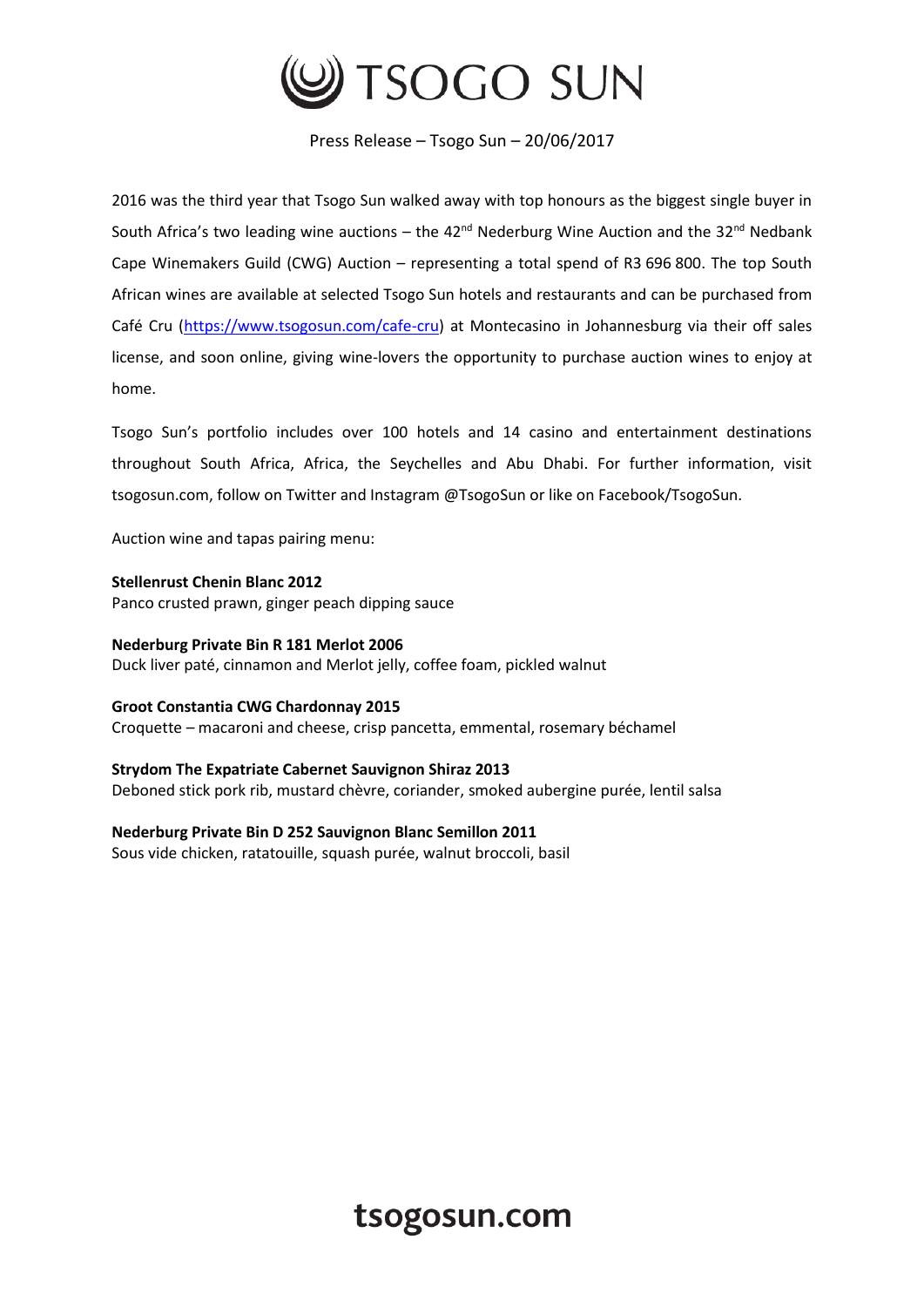Press Release – Tsogo Sun – 20/06/2017

2016 was the third year that Tsogo Sun walked away with top honours as the biggest single buyer in South Africa's two leading wine auctions – the 42nd Nederburg Wine Auction and the 32nd Nedbank Cape Winemakers Guild (CWG) Auction – representing a total spend of R3 696 800. The top South African wines are available at selected Tsogo Sun hotels and restaurants and can be purchased from Café Cru (https://www.tsogosun.com/cafe-cru) at Montecasino in Johannesburg via their off sales license, and soon online, giving wine-lovers the opportunity to purchase auction wines to enjoy at home.

Tsogo Sun's portfolio includes over 100 hotels and 14 casino and entertainment destinations throughout South Africa, Africa, the Seychelles and Abu Dhabi. For further information, visit tsogosun.com, follow on Twitter and Instagram @TsogoSun or like on Facebook/TsogoSun.

Auction wine and tapas pairing menu:

**Stellenrust Chenin Blanc 2012**
Panco crusted prawn, ginger peach dipping sauce

**Nederburg Private Bin R 181 Merlot 2006**
Duck liver paté, cinnamon and Merlot jelly, coffee foam, pickled walnut

**Groot Constantia CWG Chardonnay 2015**
Croquette – macaroni and cheese, crisp pancetta, emmental, rosemary béchamel

**Strydom The Expatriate Cabernet Sauvignon Shiraz 2013**
Deboned stick pork rib, mustard chèvre, coriander, smoked aubergine purée, lentil salsa

**Nederburg Private Bin D 252 Sauvignon Blanc Semillon 2011**
Sous vide chicken, ratatouille, squash purée, walnut broccoli, basil